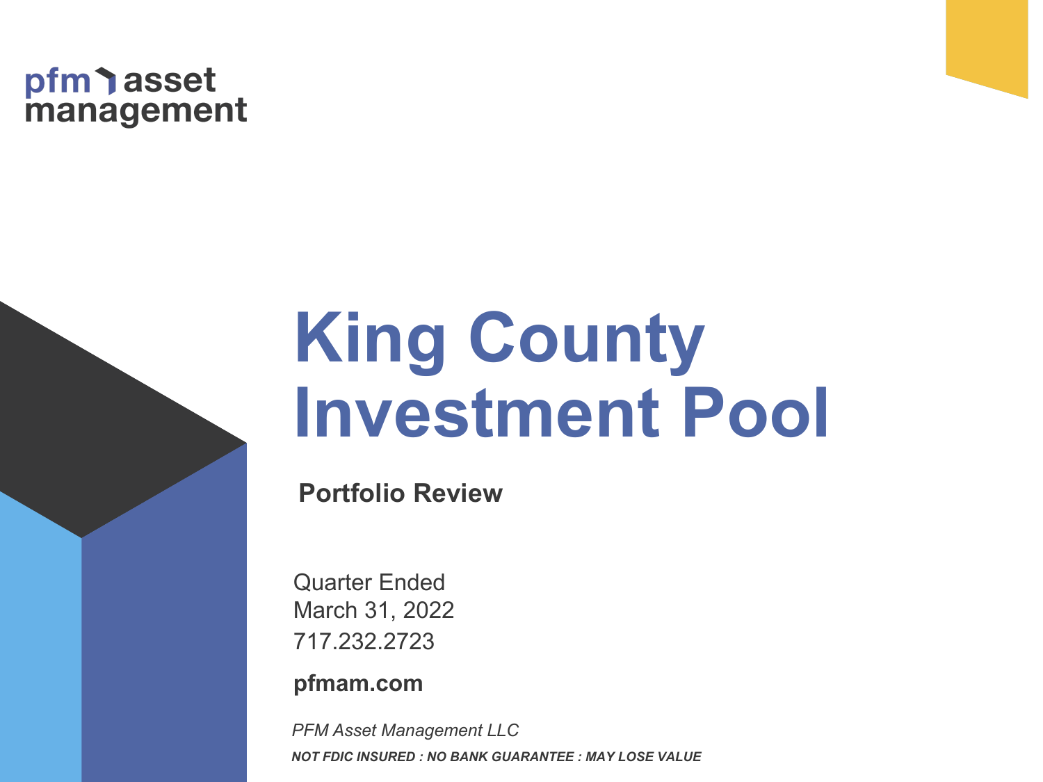pfm asset management

# King County Investment Pool

**Portfolio Review**

Quarter Ended
March 31, 2022
717.232.2723

**pfmam.com**

*PFM Asset Management LLC*

***NOT FDIC INSURED : NO BANK GUARANTEE : MAY LOSE VALUE***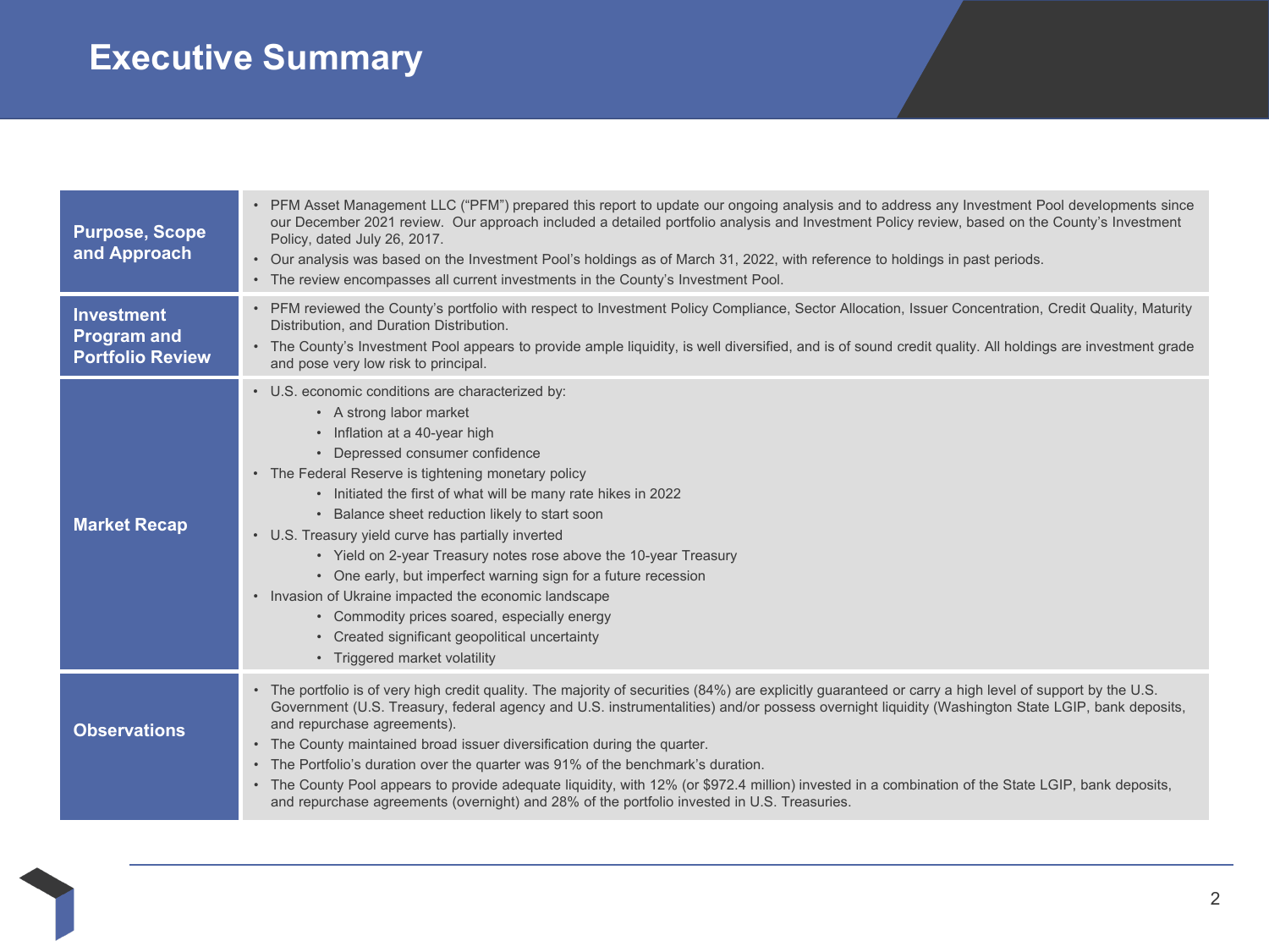# Executive Summary

| | |
|---|---|
| **Purpose, Scope and Approach** | • PFM Asset Management LLC ("PFM") prepared this report to update our ongoing analysis and to address any Investment Pool developments since our December 2021 review. Our approach included a detailed portfolio analysis and Investment Policy review, based on the County's Investment Policy, dated July 26, 2017.<br>• Our analysis was based on the Investment Pool's holdings as of March 31, 2022, with reference to holdings in past periods.<br>• The review encompasses all current investments in the County's Investment Pool. |
| **Investment Program and Portfolio Review** | • PFM reviewed the County's portfolio with respect to Investment Policy Compliance, Sector Allocation, Issuer Concentration, Credit Quality, Maturity Distribution, and Duration Distribution.<br>• The County's Investment Pool appears to provide ample liquidity, is well diversified, and is of sound credit quality. All holdings are investment grade and pose very low risk to principal. |
| **Market Recap** | • U.S. economic conditions are characterized by:<br>&nbsp;&nbsp;&nbsp;&nbsp;• A strong labor market<br>&nbsp;&nbsp;&nbsp;&nbsp;• Inflation at a 40-year high<br>&nbsp;&nbsp;&nbsp;&nbsp;• Depressed consumer confidence<br>• The Federal Reserve is tightening monetary policy<br>&nbsp;&nbsp;&nbsp;&nbsp;• Initiated the first of what will be many rate hikes in 2022<br>&nbsp;&nbsp;&nbsp;&nbsp;• Balance sheet reduction likely to start soon<br>• U.S. Treasury yield curve has partially inverted<br>&nbsp;&nbsp;&nbsp;&nbsp;• Yield on 2-year Treasury notes rose above the 10-year Treasury<br>&nbsp;&nbsp;&nbsp;&nbsp;• One early, but imperfect warning sign for a future recession<br>• Invasion of Ukraine impacted the economic landscape<br>&nbsp;&nbsp;&nbsp;&nbsp;• Commodity prices soared, especially energy<br>&nbsp;&nbsp;&nbsp;&nbsp;• Created significant geopolitical uncertainty<br>&nbsp;&nbsp;&nbsp;&nbsp;• Triggered market volatility |
| **Observations** | • The portfolio is of very high credit quality. The majority of securities (84%) are explicitly guaranteed or carry a high level of support by the U.S. Government (U.S. Treasury, federal agency and U.S. instrumentalities) and/or possess overnight liquidity (Washington State LGIP, bank deposits, and repurchase agreements).<br>• The County maintained broad issuer diversification during the quarter.<br>• The Portfolio's duration over the quarter was 91% of the benchmark's duration.<br>• The County Pool appears to provide adequate liquidity, with 12% (or $972.4 million) invested in a combination of the State LGIP, bank deposits, and repurchase agreements (overnight) and 28% of the portfolio invested in U.S. Treasuries. |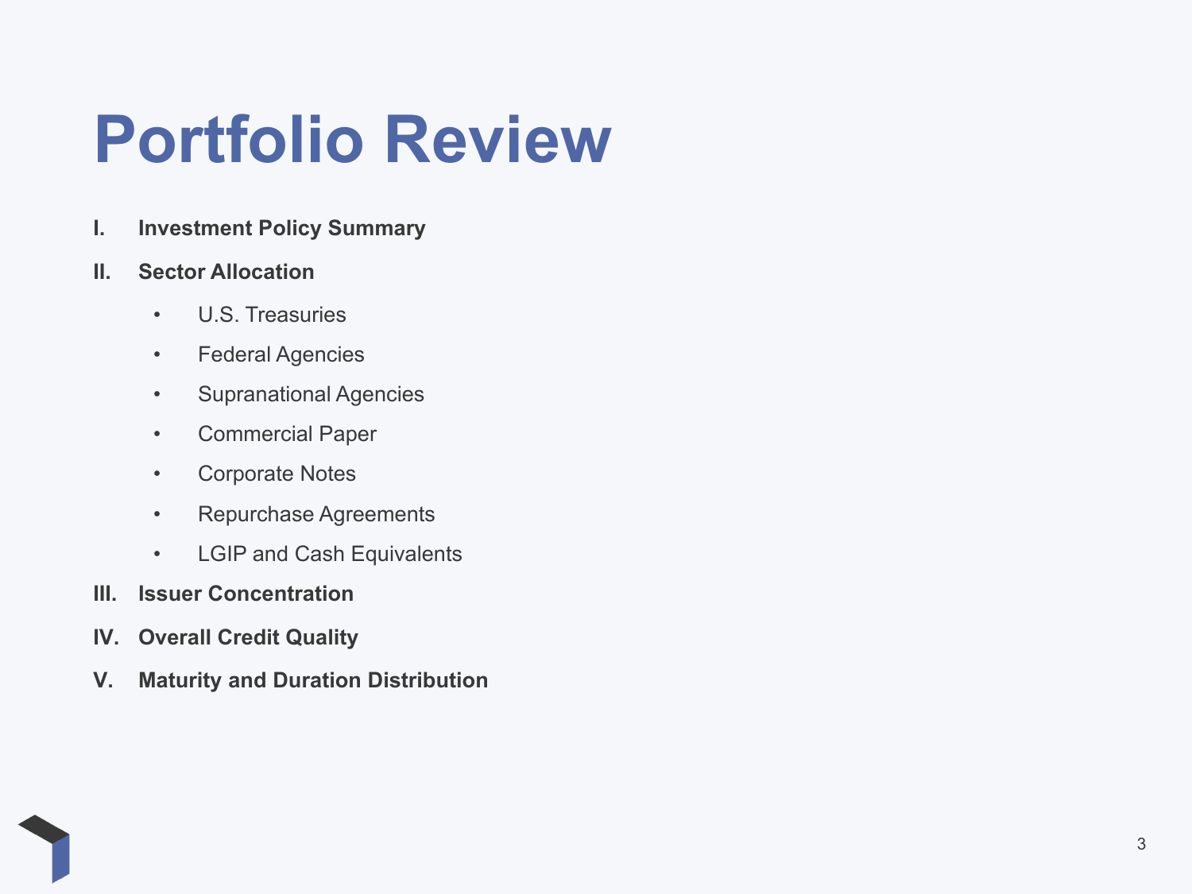# Portfolio Review

I. **Investment Policy Summary**

II. **Sector Allocation**

- U.S. Treasuries
- Federal Agencies
- Supranational Agencies
- Commercial Paper
- Corporate Notes
- Repurchase Agreements
- LGIP and Cash Equivalents

III. **Issuer Concentration**

IV. **Overall Credit Quality**

V. **Maturity and Duration Distribution**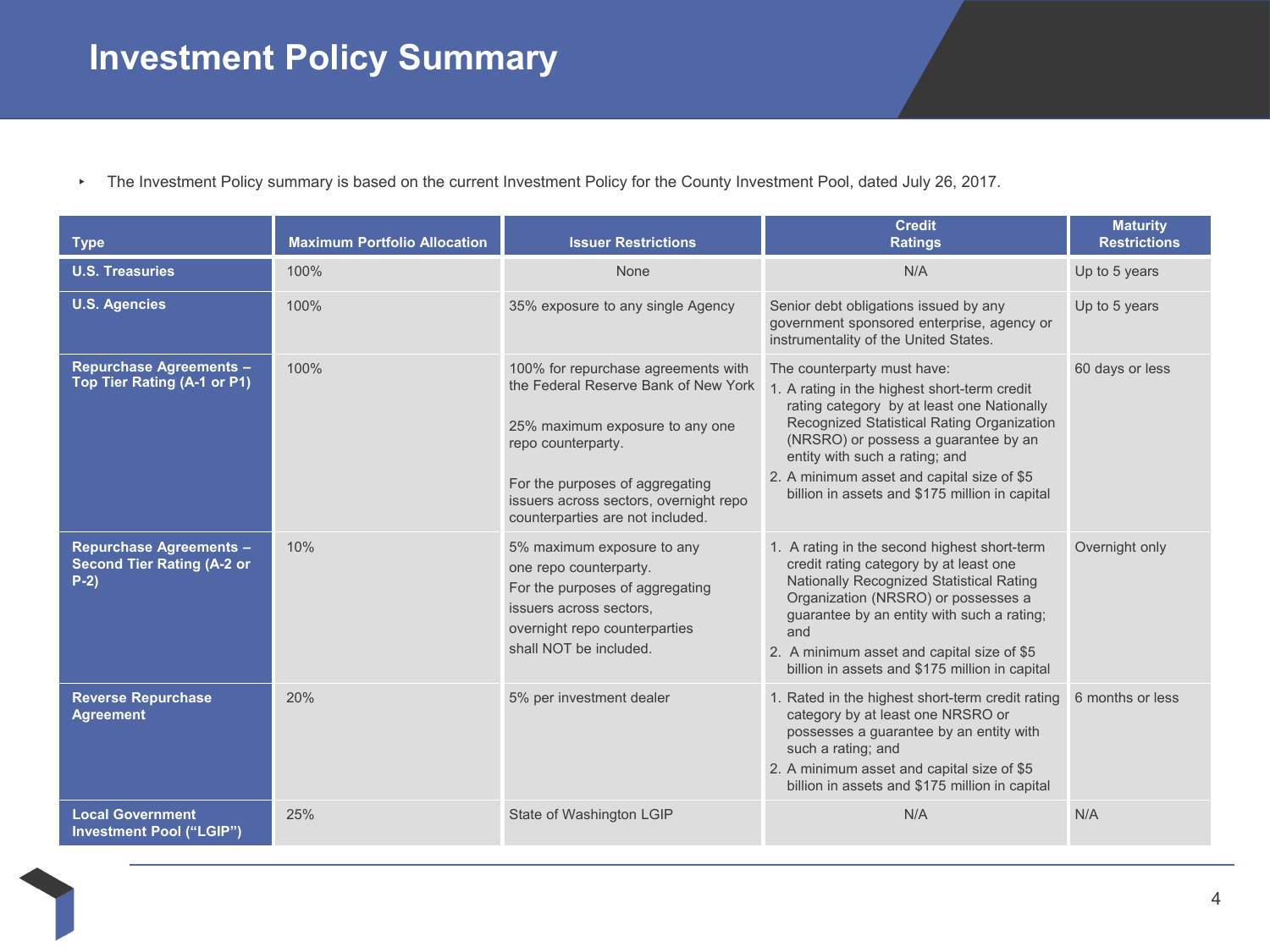# Investment Policy Summary

- The Investment Policy summary is based on the current Investment Policy for the County Investment Pool, dated July 26, 2017.

| Type | Maximum Portfolio Allocation | Issuer Restrictions | Credit Ratings | Maturity Restrictions |
|---|---|---|---|---|
| **U.S. Treasuries** | 100% | None | N/A | Up to 5 years |
| **U.S. Agencies** | 100% | 35% exposure to any single Agency | Senior debt obligations issued by any government sponsored enterprise, agency or instrumentality of the United States. | Up to 5 years |
| **Repurchase Agreements – Top Tier Rating (A-1 or P1)** | 100% | 100% for repurchase agreements with the Federal Reserve Bank of New York<br><br>25% maximum exposure to any one repo counterparty.<br><br>For the purposes of aggregating issuers across sectors, overnight repo counterparties are not included. | The counterparty must have:<br>1. A rating in the highest short-term credit rating category by at least one Nationally Recognized Statistical Rating Organization (NRSRO) or possess a guarantee by an entity with such a rating; and<br>2. A minimum asset and capital size of $5 billion in assets and $175 million in capital | 60 days or less |
| **Repurchase Agreements – Second Tier Rating (A-2 or P-2)** | 10% | 5% maximum exposure to any one repo counterparty.<br>For the purposes of aggregating issuers across sectors, overnight repo counterparties shall NOT be included. | 1. A rating in the second highest short-term credit rating category by at least one Nationally Recognized Statistical Rating Organization (NRSRO) or possesses a guarantee by an entity with such a rating; and<br>2. A minimum asset and capital size of $5 billion in assets and $175 million in capital | Overnight only |
| **Reverse Repurchase Agreement** | 20% | 5% per investment dealer | 1. Rated in the highest short-term credit rating category by at least one NRSRO or possesses a guarantee by an entity with such a rating; and<br>2. A minimum asset and capital size of $5 billion in assets and $175 million in capital | 6 months or less |
| **Local Government Investment Pool ("LGIP")** | 25% | State of Washington LGIP | N/A | N/A |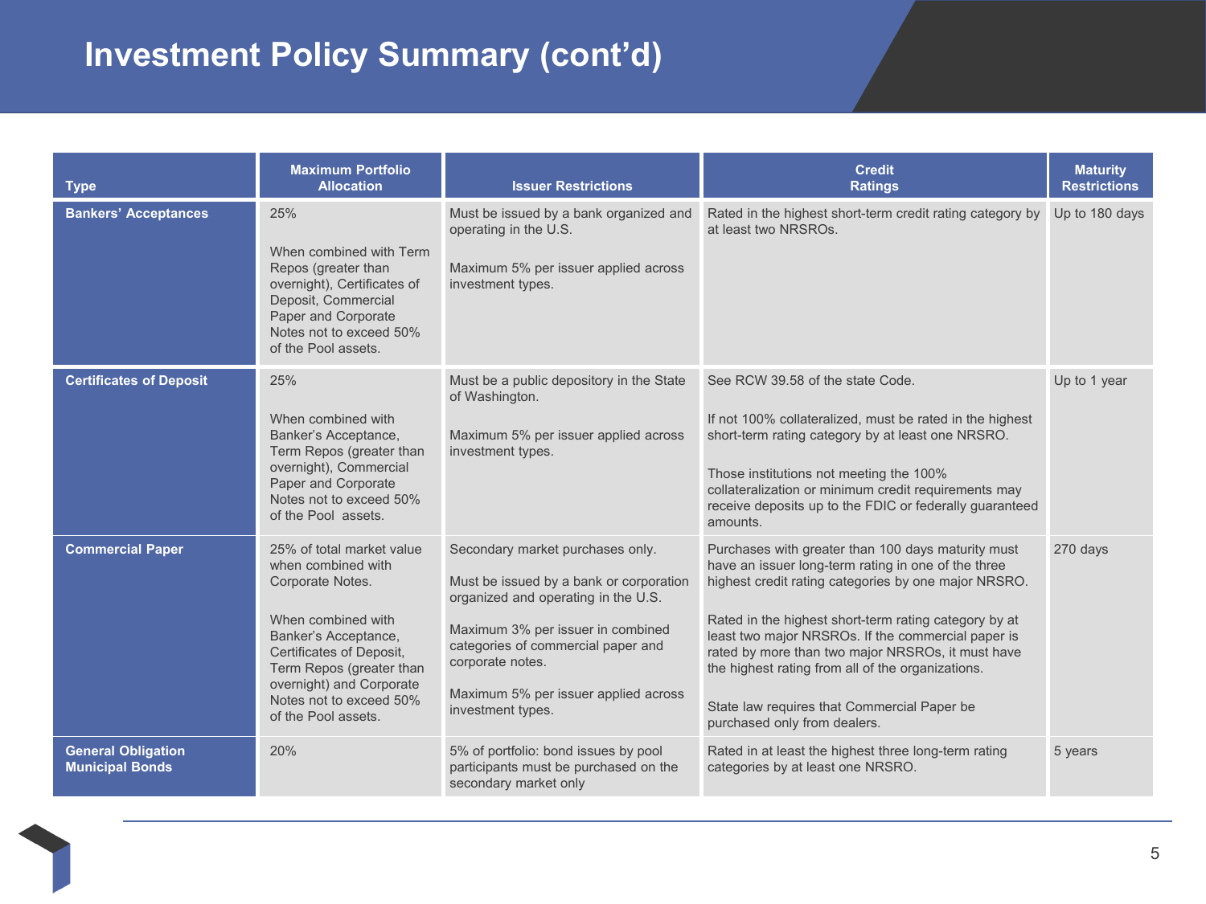# Investment Policy Summary (cont'd)

| Type | Maximum Portfolio Allocation | Issuer Restrictions | Credit Ratings | Maturity Restrictions |
|---|---|---|---|---|
| **Bankers' Acceptances** | 25%<br><br>When combined with Term Repos (greater than overnight), Certificates of Deposit, Commercial Paper and Corporate Notes not to exceed 50% of the Pool assets. | Must be issued by a bank organized and operating in the U.S.<br><br>Maximum 5% per issuer applied across investment types. | Rated in the highest short-term credit rating category by at least two NRSROs. | Up to 180 days |
| **Certificates of Deposit** | 25%<br><br>When combined with Banker's Acceptance, Term Repos (greater than overnight), Commercial Paper and Corporate Notes not to exceed 50% of the Pool assets. | Must be a public depository in the State of Washington.<br><br>Maximum 5% per issuer applied across investment types. | See RCW 39.58 of the state Code.<br><br>If not 100% collateralized, must be rated in the highest short-term rating category by at least one NRSRO.<br><br>Those institutions not meeting the 100% collateralization or minimum credit requirements may receive deposits up to the FDIC or federally guaranteed amounts. | Up to 1 year |
| **Commercial Paper** | 25% of total market value when combined with Corporate Notes.<br><br>When combined with Banker's Acceptance, Certificates of Deposit, Term Repos (greater than overnight) and Corporate Notes not to exceed 50% of the Pool assets. | Secondary market purchases only.<br><br>Must be issued by a bank or corporation organized and operating in the U.S.<br><br>Maximum 3% per issuer in combined categories of commercial paper and corporate notes.<br><br>Maximum 5% per issuer applied across investment types. | Purchases with greater than 100 days maturity must have an issuer long-term rating in one of the three highest credit rating categories by one major NRSRO.<br><br>Rated in the highest short-term rating category by at least two major NRSROs. If the commercial paper is rated by more than two major NRSROs, it must have the highest rating from all of the organizations.<br><br>State law requires that Commercial Paper be purchased only from dealers. | 270 days |
| **General Obligation Municipal Bonds** | 20% | 5% of portfolio: bond issues by pool participants must be purchased on the secondary market only | Rated in at least the highest three long-term rating categories by at least one NRSRO. | 5 years |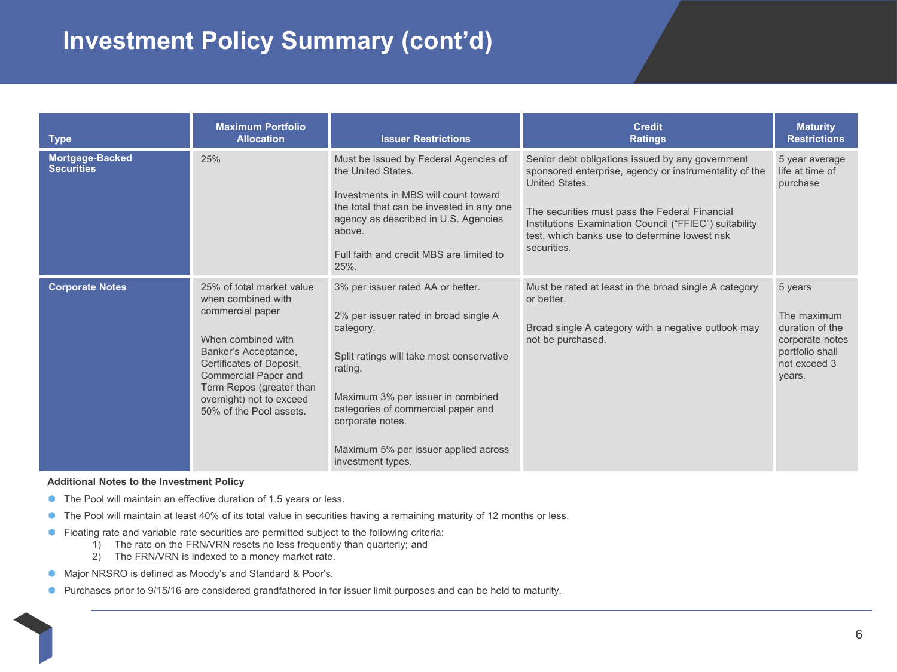# Investment Policy Summary (cont'd)

| Type | Maximum Portfolio Allocation | Issuer Restrictions | Credit Ratings | Maturity Restrictions |
|---|---|---|---|---|
| **Mortgage-Backed Securities** | 25% | Must be issued by Federal Agencies of the United States.<br><br>Investments in MBS will count toward the total that can be invested in any one agency as described in U.S. Agencies above.<br><br>Full faith and credit MBS are limited to 25%. | Senior debt obligations issued by any government sponsored enterprise, agency or instrumentality of the United States.<br><br>The securities must pass the Federal Financial Institutions Examination Council ("FFIEC") suitability test, which banks use to determine lowest risk securities. | 5 year average life at time of purchase |
| **Corporate Notes** | 25% of total market value when combined with commercial paper<br><br>When combined with Banker's Acceptance, Certificates of Deposit, Commercial Paper and Term Repos (greater than overnight) not to exceed 50% of the Pool assets. | 3% per issuer rated AA or better.<br><br>2% per issuer rated in broad single A category.<br><br>Split ratings will take most conservative rating.<br><br>Maximum 3% per issuer in combined categories of commercial paper and corporate notes.<br><br>Maximum 5% per issuer applied across investment types. | Must be rated at least in the broad single A category or better.<br><br>Broad single A category with a negative outlook may not be purchased. | 5 years<br><br>The maximum duration of the corporate notes portfolio shall not exceed 3 years. |

**Additional Notes to the Investment Policy**

- The Pool will maintain an effective duration of 1.5 years or less.
- The Pool will maintain at least 40% of its total value in securities having a remaining maturity of 12 months or less.
- Floating rate and variable rate securities are permitted subject to the following criteria:
  1) The rate on the FRN/VRN resets no less frequently than quarterly; and
  2) The FRN/VRN is indexed to a money market rate.
- Major NRSRO is defined as Moody's and Standard & Poor's.
- Purchases prior to 9/15/16 are considered grandfathered in for issuer limit purposes and can be held to maturity.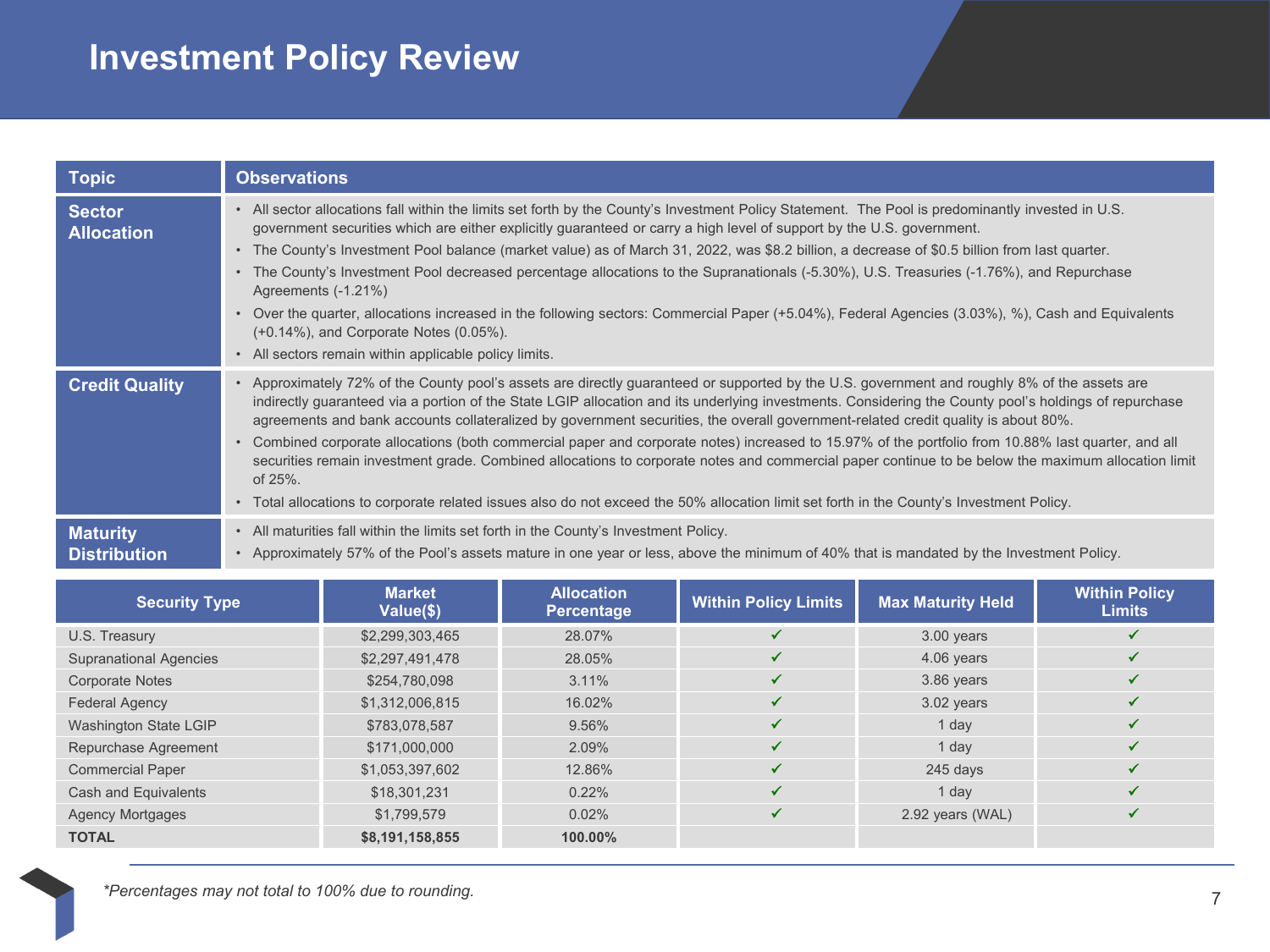# Investment Policy Review

| Topic | Observations |
|---|---|
| **Sector Allocation** | • All sector allocations fall within the limits set forth by the County's Investment Policy Statement. The Pool is predominantly invested in U.S. government securities which are either explicitly guaranteed or carry a high level of support by the U.S. government.<br>• The County's Investment Pool balance (market value) as of March 31, 2022, was $8.2 billion, a decrease of $0.5 billion from last quarter.<br>• The County's Investment Pool decreased percentage allocations to the Supranationals (-5.30%), U.S. Treasuries (-1.76%), and Repurchase Agreements (-1.21%)<br>• Over the quarter, allocations increased in the following sectors: Commercial Paper (+5.04%), Federal Agencies (3.03%), %), Cash and Equivalents (+0.14%), and Corporate Notes (0.05%).<br>• All sectors remain within applicable policy limits. |
| **Credit Quality** | • Approximately 72% of the County pool's assets are directly guaranteed or supported by the U.S. government and roughly 8% of the assets are indirectly guaranteed via a portion of the State LGIP allocation and its underlying investments. Considering the County pool's holdings of repurchase agreements and bank accounts collateralized by government securities, the overall government-related credit quality is about 80%.<br>• Combined corporate allocations (both commercial paper and corporate notes) increased to 15.97% of the portfolio from 10.88% last quarter, and all securities remain investment grade. Combined allocations to corporate notes and commercial paper continue to be below the maximum allocation limit of 25%.<br>• Total allocations to corporate related issues also do not exceed the 50% allocation limit set forth in the County's Investment Policy. |
| **Maturity Distribution** | • All maturities fall within the limits set forth in the County's Investment Policy.<br>• Approximately 57% of the Pool's assets mature in one year or less, above the minimum of 40% that is mandated by the Investment Policy. |

| Security Type | Market Value($) | Allocation Percentage | Within Policy Limits | Max Maturity Held | Within Policy Limits |
|---|---|---|---|---|---|
| U.S. Treasury | $2,299,303,465 | 28.07% | ✓ | 3.00 years | ✓ |
| Supranational Agencies | $2,297,491,478 | 28.05% | ✓ | 4.06 years | ✓ |
| Corporate Notes | $254,780,098 | 3.11% | ✓ | 3.86 years | ✓ |
| Federal Agency | $1,312,006,815 | 16.02% | ✓ | 3.02 years | ✓ |
| Washington State LGIP | $783,078,587 | 9.56% | ✓ | 1 day | ✓ |
| Repurchase Agreement | $171,000,000 | 2.09% | ✓ | 1 day | ✓ |
| Commercial Paper | $1,053,397,602 | 12.86% | ✓ | 245 days | ✓ |
| Cash and Equivalents | $18,301,231 | 0.22% | ✓ | 1 day | ✓ |
| Agency Mortgages | $1,799,579 | 0.02% | ✓ | 2.92 years (WAL) | ✓ |
| **TOTAL** | **$8,191,158,855** | **100.00%** | | | |

*Percentages may not total to 100% due to rounding.*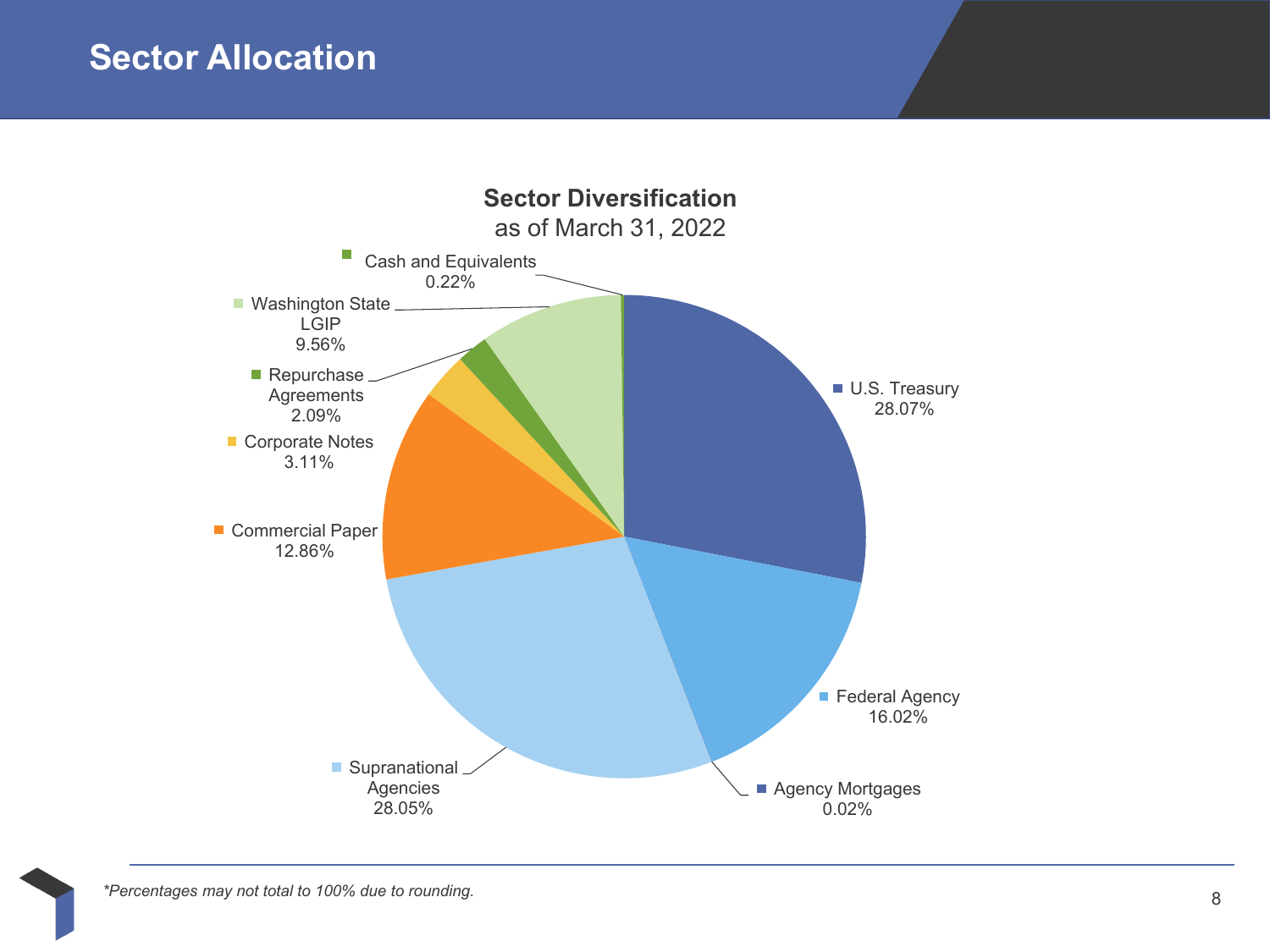# Sector Allocation

**Sector Diversification**
as of March 31, 2022

| Sector | Percentage |
| --- | --- |
| U.S. Treasury | 28.07% |
| Federal Agency | 16.02% |
| Agency Mortgages | 0.02% |
| Supranational Agencies | 28.05% |
| Commercial Paper | 12.86% |
| Corporate Notes | 3.11% |
| Repurchase Agreements | 2.09% |
| Washington State LGIP | 9.56% |
| Cash and Equivalents | 0.22% |

*Percentages may not total to 100% due to rounding.*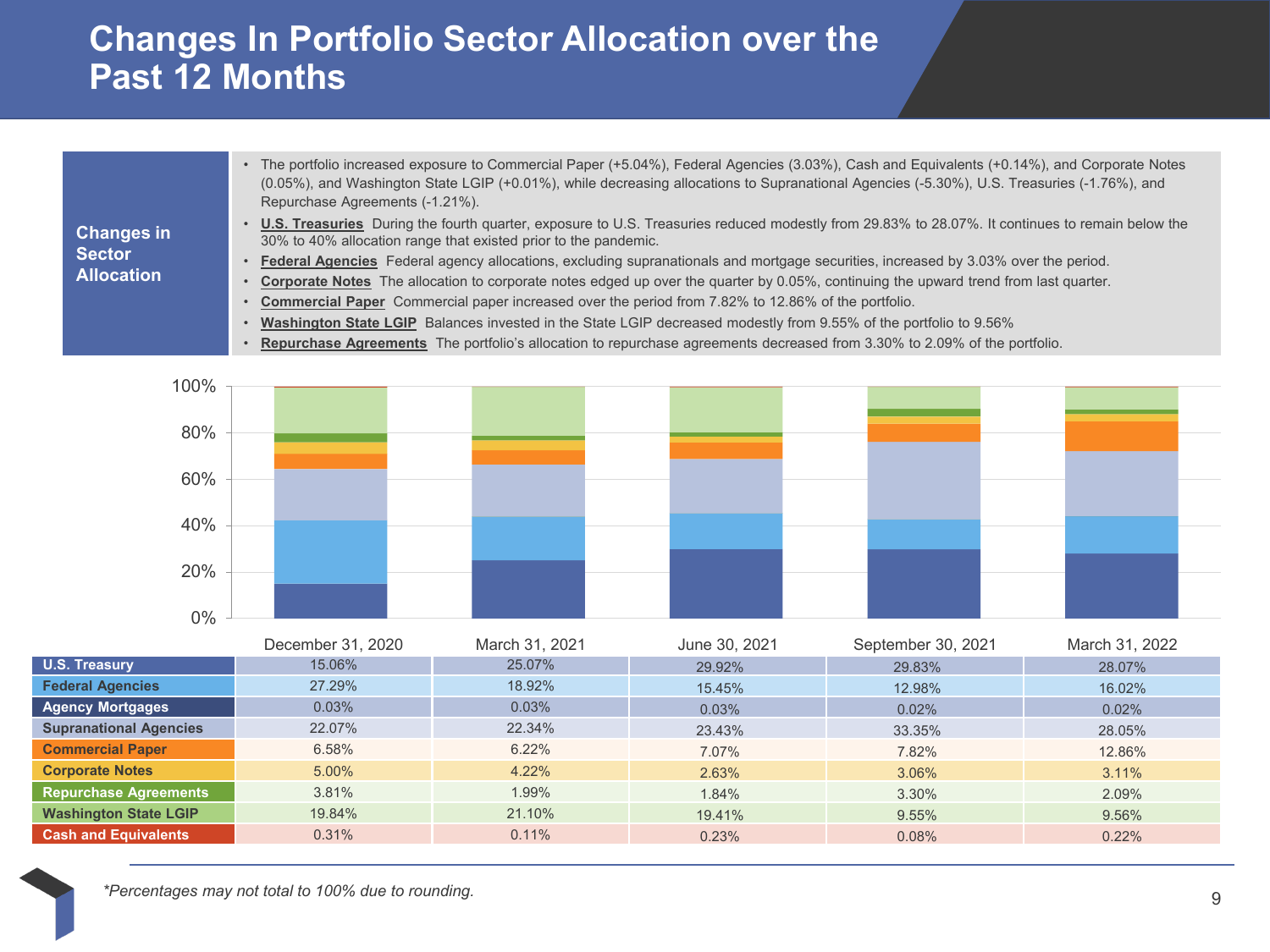# Changes In Portfolio Sector Allocation over the Past 12 Months

**Changes in Sector Allocation**

- The portfolio increased exposure to Commercial Paper (+5.04%), Federal Agencies (3.03%), Cash and Equivalents (+0.14%), and Corporate Notes (0.05%), and Washington State LGIP (+0.01%), while decreasing allocations to Supranational Agencies (-5.30%), U.S. Treasuries (-1.76%), and Repurchase Agreements (-1.21%).
- **U.S. Treasuries** During the fourth quarter, exposure to U.S. Treasuries reduced modestly from 29.83% to 28.07%. It continues to remain below the 30% to 40% allocation range that existed prior to the pandemic.
- **Federal Agencies** Federal agency allocations, excluding supranationals and mortgage securities, increased by 3.03% over the period.
- **Corporate Notes** The allocation to corporate notes edged up over the quarter by 0.05%, continuing the upward trend from last quarter.
- **Commercial Paper** Commercial paper increased over the period from 7.82% to 12.86% of the portfolio.
- **Washington State LGIP** Balances invested in the State LGIP decreased modestly from 9.55% of the portfolio to 9.56%
- **Repurchase Agreements** The portfolio's allocation to repurchase agreements decreased from 3.30% to 2.09% of the portfolio.

| | December 31, 2020 | March 31, 2021 | June 30, 2021 | September 30, 2021 | March 31, 2022 |
|---|---|---|---|---|---|
| U.S. Treasury | 15.06% | 25.07% | 29.92% | 29.83% | 28.07% |
| Federal Agencies | 27.29% | 18.92% | 15.45% | 12.98% | 16.02% |
| Agency Mortgages | 0.03% | 0.03% | 0.03% | 0.02% | 0.02% |
| Supranational Agencies | 22.07% | 22.34% | 23.43% | 33.35% | 28.05% |
| Commercial Paper | 6.58% | 6.22% | 7.07% | 7.82% | 12.86% |
| Corporate Notes | 5.00% | 4.22% | 2.63% | 3.06% | 3.11% |
| Repurchase Agreements | 3.81% | 1.99% | 1.84% | 3.30% | 2.09% |
| Washington State LGIP | 19.84% | 21.10% | 19.41% | 9.55% | 9.56% |
| Cash and Equivalents | 0.31% | 0.11% | 0.23% | 0.08% | 0.22% |

*\*Percentages may not total to 100% due to rounding.*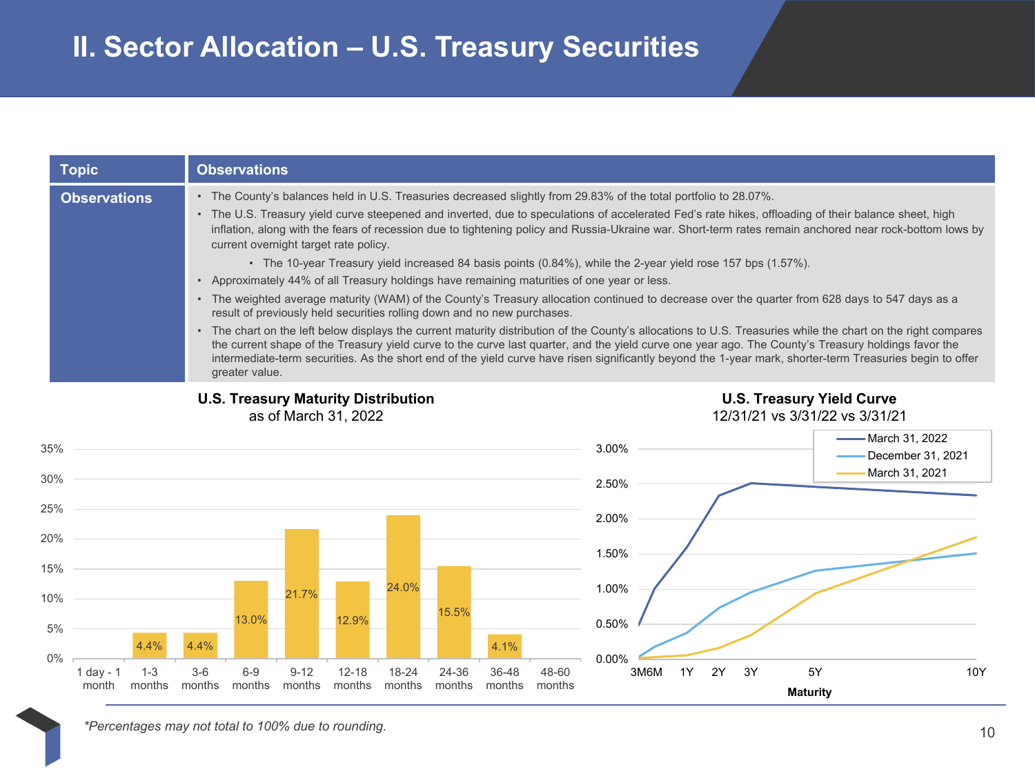# II. Sector Allocation – U.S. Treasury Securities

| Topic | Observations |
|---|---|
| **Observations** | • The County's balances held in U.S. Treasuries decreased slightly from 29.83% of the total portfolio to 28.07%.<br>• The U.S. Treasury yield curve steepened and inverted, due to speculations of accelerated Fed's rate hikes, offloading of their balance sheet, high inflation, along with the fears of recession due to tightening policy and Russia-Ukraine war. Short-term rates remain anchored near rock-bottom lows by current overnight target rate policy.<br>  • The 10-year Treasury yield increased 84 basis points (0.84%), while the 2-year yield rose 157 bps (1.57%).<br>• Approximately 44% of all Treasury holdings have remaining maturities of one year or less.<br>• The weighted average maturity (WAM) of the County's Treasury allocation continued to decrease over the quarter from 628 days to 547 days as a result of previously held securities rolling down and no new purchases.<br>• The chart on the left below displays the current maturity distribution of the County's allocations to U.S. Treasuries while the chart on the right compares the current shape of the Treasury yield curve to the curve last quarter, and the yield curve one year ago. The County's Treasury holdings favor the intermediate-term securities. As the short end of the yield curve have risen significantly beyond the 1-year mark, shorter-term Treasuries begin to offer greater value. |

**U.S. Treasury Maturity Distribution**
as of March 31, 2022

| Maturity | Percentage |
|---|---|
| 1 day - 1 month | |
| 1-3 months | 4.4% |
| 3-6 months | 4.4% |
| 6-9 months | 13.0% |
| 9-12 months | 21.7% |
| 12-18 months | 12.9% |
| 18-24 months | 24.0% |
| 24-36 months | 15.5% |
| 36-48 months | 4.1% |
| 48-60 months | |

**U.S. Treasury Yield Curve**
12/31/21 vs 3/31/22 vs 3/31/21

(Series: March 31, 2022; December 31, 2021; March 31, 2021. Maturity: 3M, 6M, 1Y, 2Y, 3Y, 5Y, 10Y)

*Percentages may not total to 100% due to rounding.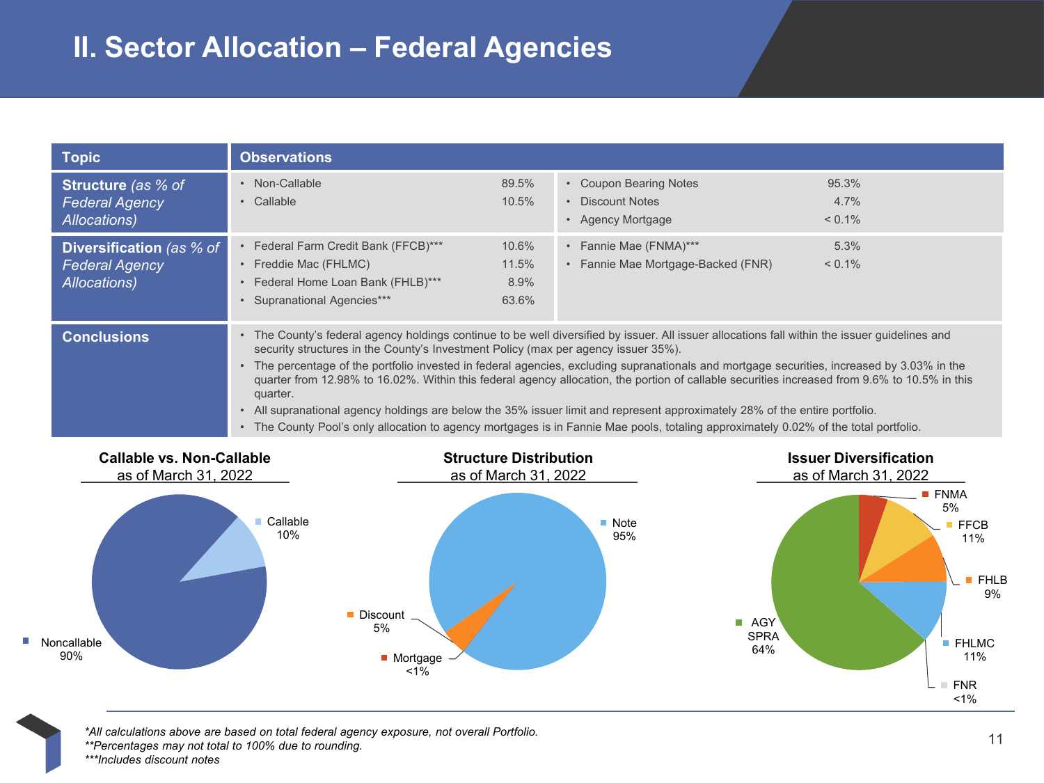# II. Sector Allocation – Federal Agencies

| Topic | Observations | | | |
|---|---|---|---|---|
| **Structure** *(as % of Federal Agency Allocations)* | • Non-Callable | 89.5% | • Coupon Bearing Notes | 95.3% |
| | • Callable | 10.5% | • Discount Notes | 4.7% |
| | | | • Agency Mortgage | < 0.1% |
| **Diversification** *(as % of Federal Agency Allocations)* | • Federal Farm Credit Bank (FFCB)*** | 10.6% | • Fannie Mae (FNMA)*** | 5.3% |
| | • Freddie Mac (FHLMC) | 11.5% | • Fannie Mae Mortgage-Backed (FNR) | < 0.1% |
| | • Federal Home Loan Bank (FHLB)*** | 8.9% | | |
| | • Supranational Agencies*** | 63.6% | | |
| **Conclusions** | • The County's federal agency holdings continue to be well diversified by issuer. All issuer allocations fall within the issuer guidelines and security structures in the County's Investment Policy (max per agency issuer 35%).<br>• The percentage of the portfolio invested in federal agencies, excluding supranationals and mortgage securities, increased by 3.03% in the quarter from 12.98% to 16.02%. Within this federal agency allocation, the portion of callable securities increased from 9.6% to 10.5% in this quarter.<br>• All supranational agency holdings are below the 35% issuer limit and represent approximately 28% of the entire portfolio.<br>• The County Pool's only allocation to agency mortgages is in Fannie Mae pools, totaling approximately 0.02% of the total portfolio. | | | |

**Callable vs. Non-Callable**
as of March 31, 2022

- Callable 10%
- Noncallable 90%

**Structure Distribution**
as of March 31, 2022

- Note 95%
- Discount 5%
- Mortgage <1%

**Issuer Diversification**
as of March 31, 2022

- FNMA 5%
- FFCB 11%
- FHLB 9%
- FHLMC 11%
- FNR <1%
- AGY SPRA 64%

*\*All calculations above are based on total federal agency exposure, not overall Portfolio.*
*\*\*Percentages may not total to 100% due to rounding.*
*\*\*\*Includes discount notes*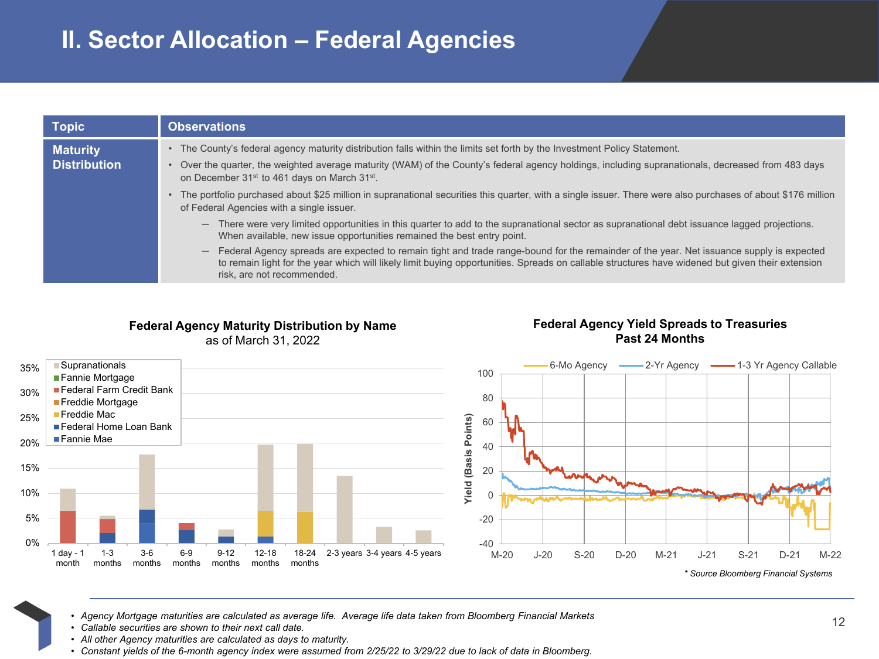# II. Sector Allocation – Federal Agencies

| Topic | Observations |
| --- | --- |
| **Maturity Distribution** | • The County's federal agency maturity distribution falls within the limits set forth by the Investment Policy Statement.<br>• Over the quarter, the weighted average maturity (WAM) of the County's federal agency holdings, including supranationals, decreased from 483 days on December 31st to 461 days on March 31st.<br>• The portfolio purchased about $25 million in supranational securities this quarter, with a single issuer. There were also purchases of about $176 million of Federal Agencies with a single issuer.<br>— There were very limited opportunities in this quarter to add to the supranational sector as supranational debt issuance lagged projections. When available, new issue opportunities remained the best entry point.<br>— Federal Agency spreads are expected to remain tight and trade range-bound for the remainder of the year. Net issuance supply is expected to remain light for the year which will likely limit buying opportunities. Spreads on callable structures have widened but given their extension risk, are not recommended. |

**Federal Agency Maturity Distribution by Name**
as of March 31, 2022

Legend: Supranationals, Fannie Mortgage, Federal Farm Credit Bank, Freddie Mortgage, Freddie Mac, Federal Home Loan Bank, Fannie Mae

Y-axis: 0%, 5%, 10%, 15%, 20%, 25%, 30%, 35%

X-axis: 1 day - 1 month, 1-3 months, 3-6 months, 6-9 months, 9-12 months, 12-18 months, 18-24 months, 2-3 years, 3-4 years, 4-5 years

**Federal Agency Yield Spreads to Treasuries**
**Past 24 Months**

Legend: 6-Mo Agency, 2-Yr Agency, 1-3 Yr Agency Callable

Y-axis: Yield (Basis Points): -40, -20, 0, 20, 40, 60, 80, 100

X-axis: M-20, J-20, S-20, D-20, M-21, J-21, S-21, D-21, M-22

*\* Source Bloomberg Financial Systems*

- *Agency Mortgage maturities are calculated as average life. Average life data taken from Bloomberg Financial Markets*
- *Callable securities are shown to their next call date.*
- *All other Agency maturities are calculated as days to maturity.*
- *Constant yields of the 6-month agency index were assumed from 2/25/22 to 3/29/22 due to lack of data in Bloomberg.*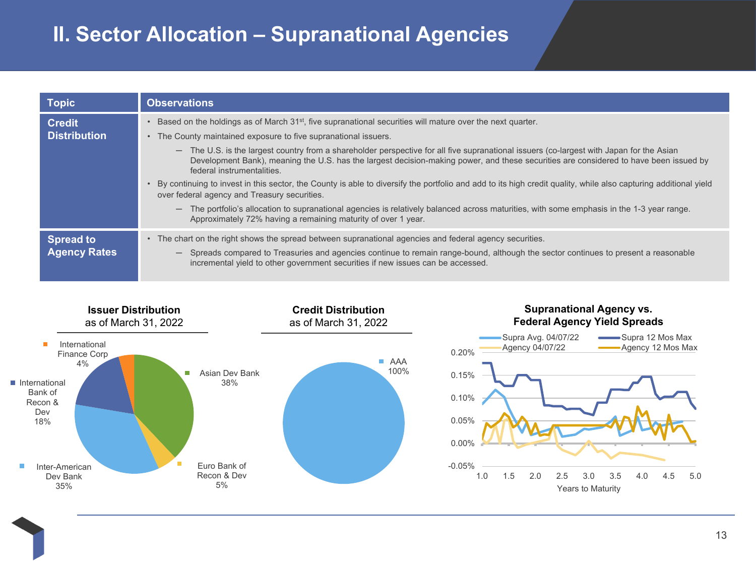# II. Sector Allocation – Supranational Agencies

| Topic | Observations |
|---|---|
| **Credit Distribution** | • Based on the holdings as of March 31st, five supranational securities will mature over the next quarter.<br>• The County maintained exposure to five supranational issuers.<br>– The U.S. is the largest country from a shareholder perspective for all five supranational issuers (co-largest with Japan for the Asian Development Bank), meaning the U.S. has the largest decision-making power, and these securities are considered to have been issued by federal instrumentalities.<br>• By continuing to invest in this sector, the County is able to diversify the portfolio and add to its high credit quality, while also capturing additional yield over federal agency and Treasury securities.<br>– The portfolio's allocation to supranational agencies is relatively balanced across maturities, with some emphasis in the 1-3 year range. Approximately 72% having a remaining maturity of over 1 year. |
| **Spread to Agency Rates** | • The chart on the right shows the spread between supranational agencies and federal agency securities.<br>– Spreads compared to Treasuries and agencies continue to remain range-bound, although the sector continues to present a reasonable incremental yield to other government securities if new issues can be accessed. |

**Issuer Distribution**
as of March 31, 2022

- Asian Dev Bank 38%
- Inter-American Dev Bank 35%
- International Bank of Recon & Dev 18%
- Euro Bank of Recon & Dev 5%
- International Finance Corp 4%

**Credit Distribution**
as of March 31, 2022

- AAA 100%

**Supranational Agency vs. Federal Agency Yield Spreads**

Legend: Supra Avg. 04/07/22; Supra 12 Mos Max; Agency 04/07/22; Agency 12 Mos Max

Y-axis: -0.05% to 0.20%; X-axis: Years to Maturity (1.0 to 5.0)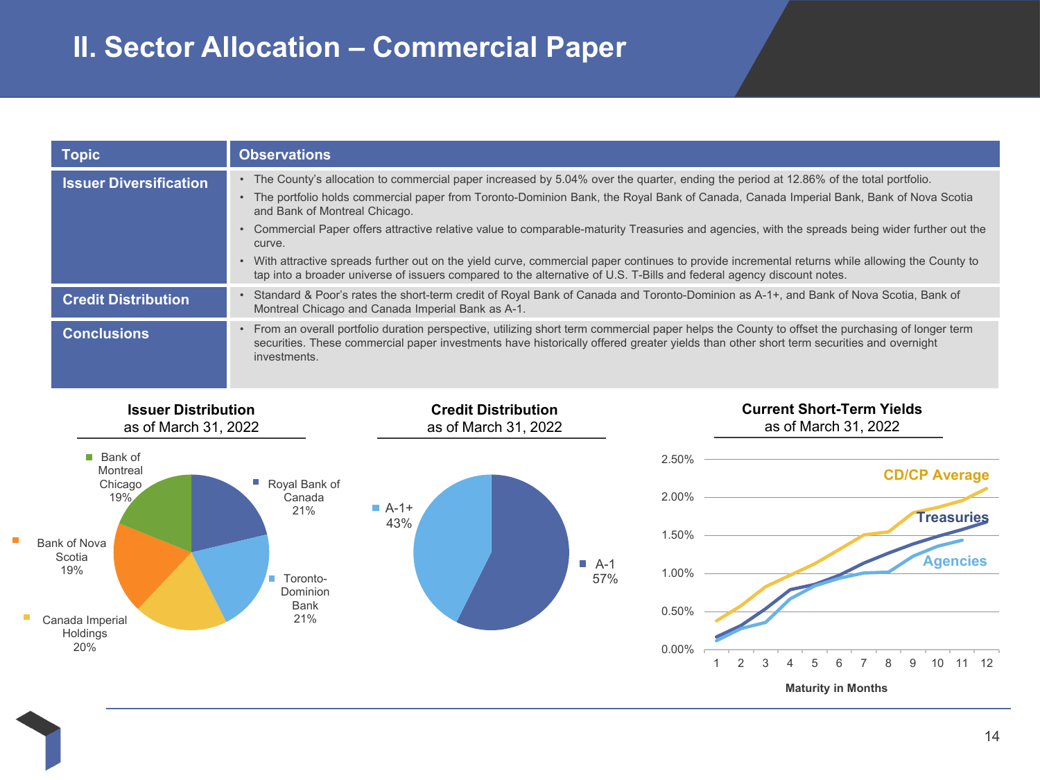# II. Sector Allocation – Commercial Paper

| Topic | Observations |
|---|---|
| **Issuer Diversification** | • The County's allocation to commercial paper increased by 5.04% over the quarter, ending the period at 12.86% of the total portfolio.<br>• The portfolio holds commercial paper from Toronto-Dominion Bank, the Royal Bank of Canada, Canada Imperial Bank, Bank of Nova Scotia and Bank of Montreal Chicago.<br>• Commercial Paper offers attractive relative value to comparable-maturity Treasuries and agencies, with the spreads being wider further out the curve.<br>• With attractive spreads further out on the yield curve, commercial paper continues to provide incremental returns while allowing the County to tap into a broader universe of issuers compared to the alternative of U.S. T-Bills and federal agency discount notes. |
| **Credit Distribution** | • Standard & Poor's rates the short-term credit of Royal Bank of Canada and Toronto-Dominion as A-1+, and Bank of Nova Scotia, Bank of Montreal Chicago and Canada Imperial Bank as A-1. |
| **Conclusions** | • From an overall portfolio duration perspective, utilizing short term commercial paper helps the County to offset the purchasing of longer term securities. These commercial paper investments have historically offered greater yields than other short term securities and overnight investments. |

**Issuer Distribution**
as of March 31, 2022

| Issuer | Share |
|---|---|
| Royal Bank of Canada | 21% |
| Toronto-Dominion Bank | 21% |
| Canada Imperial Holdings | 20% |
| Bank of Nova Scotia | 19% |
| Bank of Montreal Chicago | 19% |

**Credit Distribution**
as of March 31, 2022

| Rating | Share |
|---|---|
| A-1 | 57% |
| A-1+ | 43% |

**Current Short-Term Yields**
as of March 31, 2022

Series: CD/CP Average, Treasuries, Agencies

Y-axis: 0.00% – 2.50%

Maturity in Months (1–12)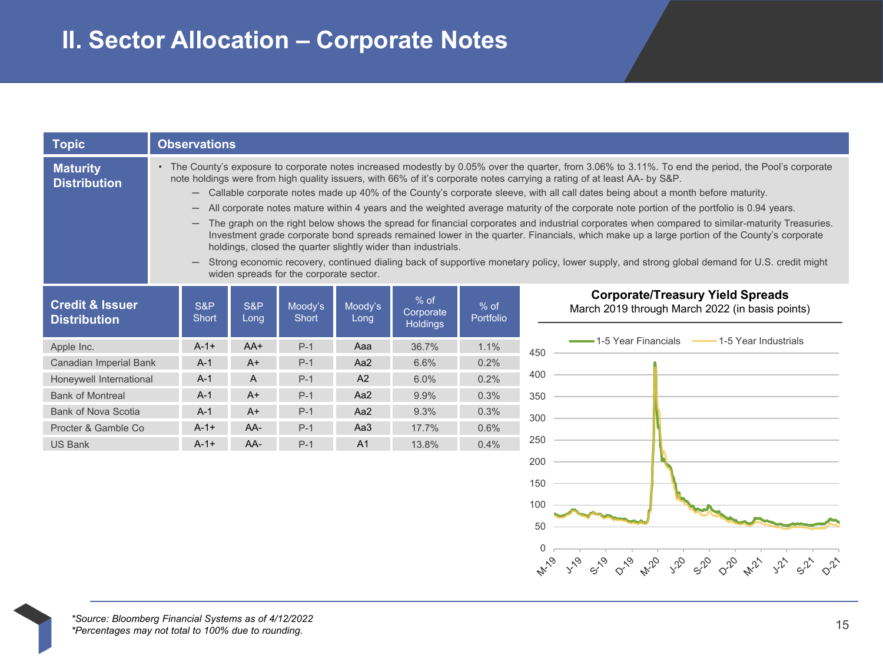# II. Sector Allocation – Corporate Notes

| Topic | Observations |
|---|---|
| **Maturity Distribution** | • The County's exposure to corporate notes increased modestly by 0.05% over the quarter, from 3.06% to 3.11%. To end the period, the Pool's corporate note holdings were from high quality issuers, with 66% of it's corporate notes carrying a rating of at least AA- by S&P.<br>— Callable corporate notes made up 40% of the County's corporate sleeve, with all call dates being about a month before maturity.<br>— All corporate notes mature within 4 years and the weighted average maturity of the corporate note portion of the portfolio is 0.94 years.<br>— The graph on the right below shows the spread for financial corporates and industrial corporates when compared to similar-maturity Treasuries. Investment grade corporate bond spreads remained lower in the quarter. Financials, which make up a large portion of the County's corporate holdings, closed the quarter slightly wider than industrials.<br>— Strong economic recovery, continued dialing back of supportive monetary policy, lower supply, and strong global demand for U.S. credit might widen spreads for the corporate sector. |

| Credit & Issuer Distribution | S&P Short | S&P Long | Moody's Short | Moody's Long | % of Corporate Holdings | % of Portfolio |
|---|---|---|---|---|---|---|
| Apple Inc. | A-1+ | AA+ | P-1 | Aaa | 36.7% | 1.1% |
| Canadian Imperial Bank | A-1 | A+ | P-1 | Aa2 | 6.6% | 0.2% |
| Honeywell International | A-1 | A | P-1 | A2 | 6.0% | 0.2% |
| Bank of Montreal | A-1 | A+ | P-1 | Aa2 | 9.9% | 0.3% |
| Bank of Nova Scotia | A-1 | A+ | P-1 | Aa2 | 9.3% | 0.3% |
| Procter & Gamble Co | A-1+ | AA- | P-1 | Aa3 | 17.7% | 0.6% |
| US Bank | A-1+ | AA- | P-1 | A1 | 13.8% | 0.4% |

**Corporate/Treasury Yield Spreads**
March 2019 through March 2022 (in basis points)

*Source: Bloomberg Financial Systems as of 4/12/2022
*Percentages may not total to 100% due to rounding.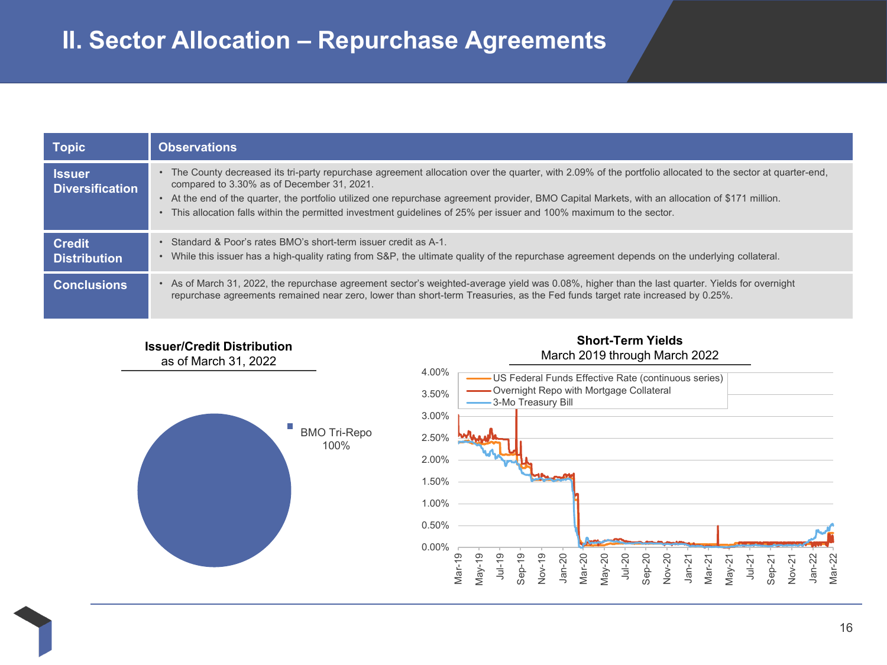# II. Sector Allocation – Repurchase Agreements

| Topic | Observations |
|---|---|
| **Issuer Diversification** | • The County decreased its tri-party repurchase agreement allocation over the quarter, with 2.09% of the portfolio allocated to the sector at quarter-end, compared to 3.30% as of December 31, 2021.<br>• At the end of the quarter, the portfolio utilized one repurchase agreement provider, BMO Capital Markets, with an allocation of $171 million.<br>• This allocation falls within the permitted investment guidelines of 25% per issuer and 100% maximum to the sector. |
| **Credit Distribution** | • Standard & Poor's rates BMO's short-term issuer credit as A-1.<br>• While this issuer has a high-quality rating from S&P, the ultimate quality of the repurchase agreement depends on the underlying collateral. |
| **Conclusions** | • As of March 31, 2022, the repurchase agreement sector's weighted-average yield was 0.08%, higher than the last quarter. Yields for overnight repurchase agreements remained near zero, lower than short-term Treasuries, as the Fed funds target rate increased by 0.25%. |

**Issuer/Credit Distribution**
as of March 31, 2022

BMO Tri-Repo 100%

**Short-Term Yields**
March 2019 through March 2022

Legend: US Federal Funds Effective Rate (continuous series); Overnight Repo with Mortgage Collateral; 3-Mo Treasury Bill

Y-axis: 0.00% – 4.00%
X-axis: Mar-19 through Mar-22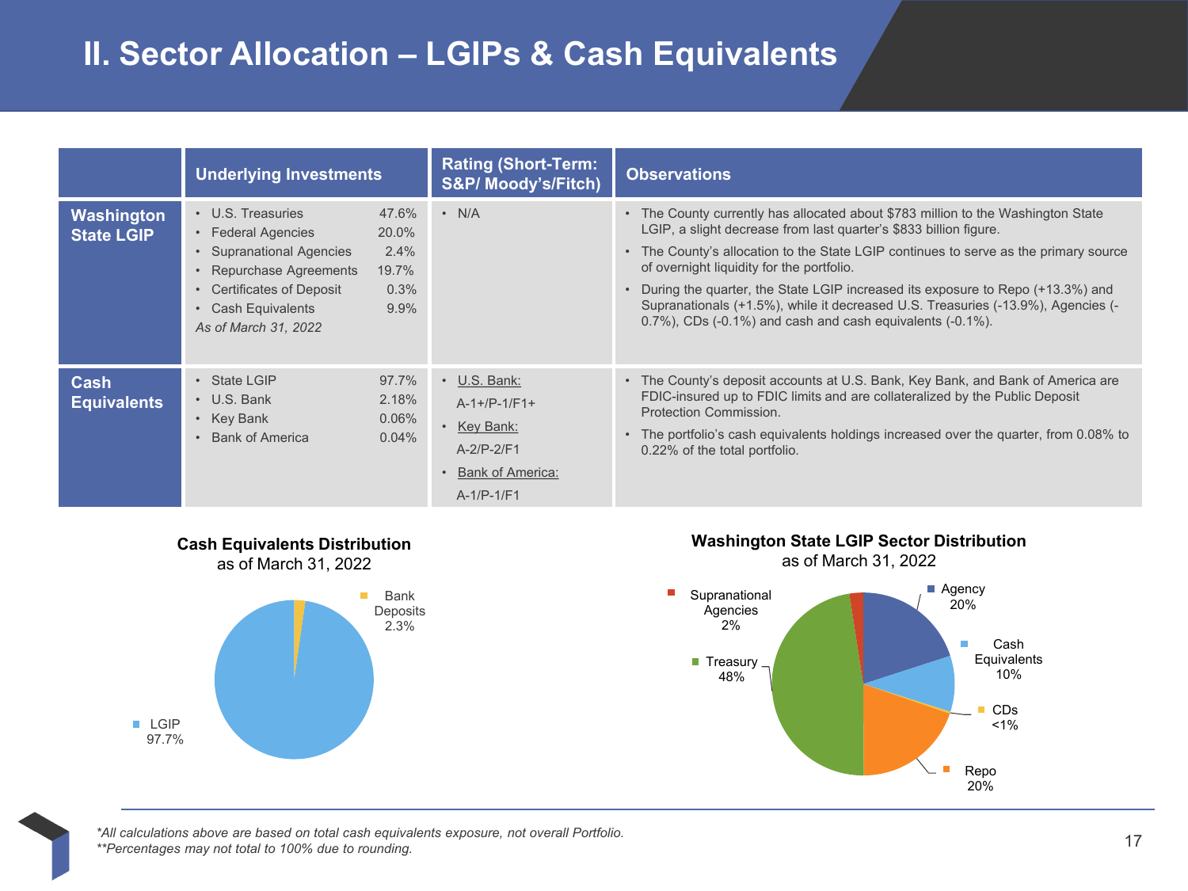# II. Sector Allocation – LGIPs & Cash Equivalents

| | Underlying Investments | Rating (Short-Term: S&P/ Moody's/Fitch) | Observations |
|---|---|---|---|
| **Washington State LGIP** | • U.S. Treasuries 47.6%<br>• Federal Agencies 20.0%<br>• Supranational Agencies 2.4%<br>• Repurchase Agreements 19.7%<br>• Certificates of Deposit 0.3%<br>• Cash Equivalents 9.9%<br>*As of March 31, 2022* | • N/A | • The County currently has allocated about $783 million to the Washington State LGIP, a slight decrease from last quarter's $833 billion figure.<br>• The County's allocation to the State LGIP continues to serve as the primary source of overnight liquidity for the portfolio.<br>• During the quarter, the State LGIP increased its exposure to Repo (+13.3%) and Supranationals (+1.5%), while it decreased U.S. Treasuries (-13.9%), Agencies (-0.7%), CDs (-0.1%) and cash and cash equivalents (-0.1%). |
| **Cash Equivalents** | • State LGIP 97.7%<br>• U.S. Bank 2.18%<br>• Key Bank 0.06%<br>• Bank of America 0.04% | • U.S. Bank: A-1+/P-1/F1+<br>• Key Bank: A-2/P-2/F1<br>• Bank of America: A-1/P-1/F1 | • The County's deposit accounts at U.S. Bank, Key Bank, and Bank of America are FDIC-insured up to FDIC limits and are collateralized by the Public Deposit Protection Commission.<br>• The portfolio's cash equivalents holdings increased over the quarter, from 0.08% to 0.22% of the total portfolio. |

**Cash Equivalents Distribution**
as of March 31, 2022

- Bank Deposits 2.3%
- LGIP 97.7%

**Washington State LGIP Sector Distribution**
as of March 31, 2022

- Agency 20%
- Cash Equivalents 10%
- CDs <1%
- Repo 20%
- Treasury 48%
- Supranational Agencies 2%

*All calculations above are based on total cash equivalents exposure, not overall Portfolio.
**Percentages may not total to 100% due to rounding.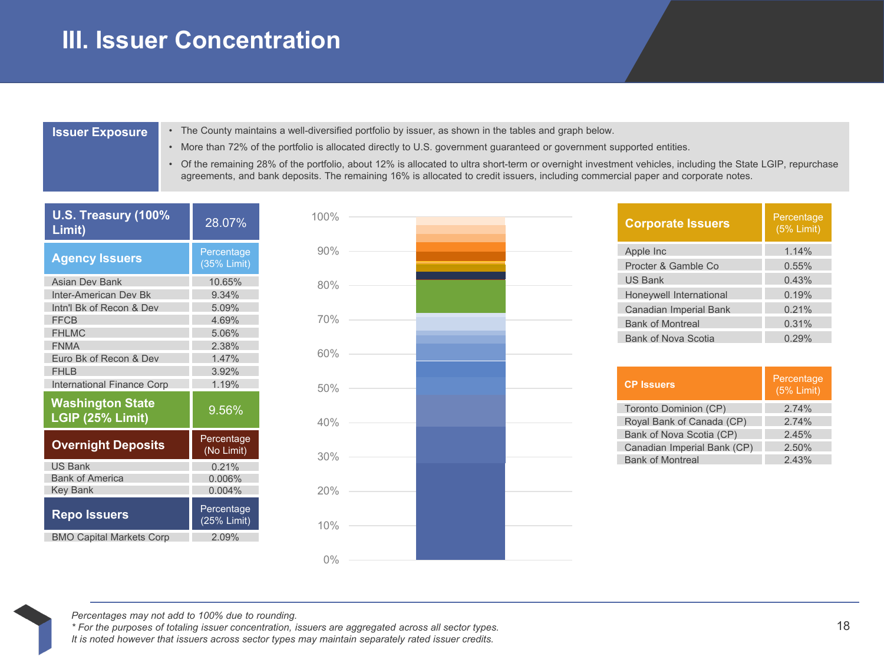# III. Issuer Concentration

**Issuer Exposure**

- The County maintains a well-diversified portfolio by issuer, as shown in the tables and graph below.
- More than 72% of the portfolio is allocated directly to U.S. government guaranteed or government supported entities.
- Of the remaining 28% of the portfolio, about 12% is allocated to ultra short-term or overnight investment vehicles, including the State LGIP, repurchase agreements, and bank deposits. The remaining 16% is allocated to credit issuers, including commercial paper and corporate notes.

| U.S. Treasury (100% Limit) | 28.07% |
|---|---|

| Agency Issuers | Percentage (35% Limit) |
|---|---|
| Asian Dev Bank | 10.65% |
| Inter-American Dev Bk | 9.34% |
| Intn'l Bk of Recon & Dev | 5.09% |
| FFCB | 4.69% |
| FHLMC | 5.06% |
| FNMA | 2.38% |
| Euro Bk of Recon & Dev | 1.47% |
| FHLB | 3.92% |
| International Finance Corp | 1.19% |

| Washington State LGIP (25% Limit) | 9.56% |
|---|---|

| Overnight Deposits | Percentage (No Limit) |
|---|---|
| US Bank | 0.21% |
| Bank of America | 0.006% |
| Key Bank | 0.004% |

| Repo Issuers | Percentage (25% Limit) |
|---|---|
| BMO Capital Markets Corp | 2.09% |

| Corporate Issuers | Percentage (5% Limit) |
|---|---|
| Apple Inc | 1.14% |
| Procter & Gamble Co | 0.55% |
| US Bank | 0.43% |
| Honeywell International | 0.19% |
| Canadian Imperial Bank | 0.21% |
| Bank of Montreal | 0.31% |
| Bank of Nova Scotia | 0.29% |

| CP Issuers | Percentage (5% Limit) |
|---|---|
| Toronto Dominion (CP) | 2.74% |
| Royal Bank of Canada (CP) | 2.74% |
| Bank of Nova Scotia (CP) | 2.45% |
| Canadian Imperial Bank (CP) | 2.50% |
| Bank of Montreal | 2.43% |

*Percentages may not add to 100% due to rounding.*
*\* For the purposes of totaling issuer concentration, issuers are aggregated across all sector types.*
*It is noted however that issuers across sector types may maintain separately rated issuer credits.*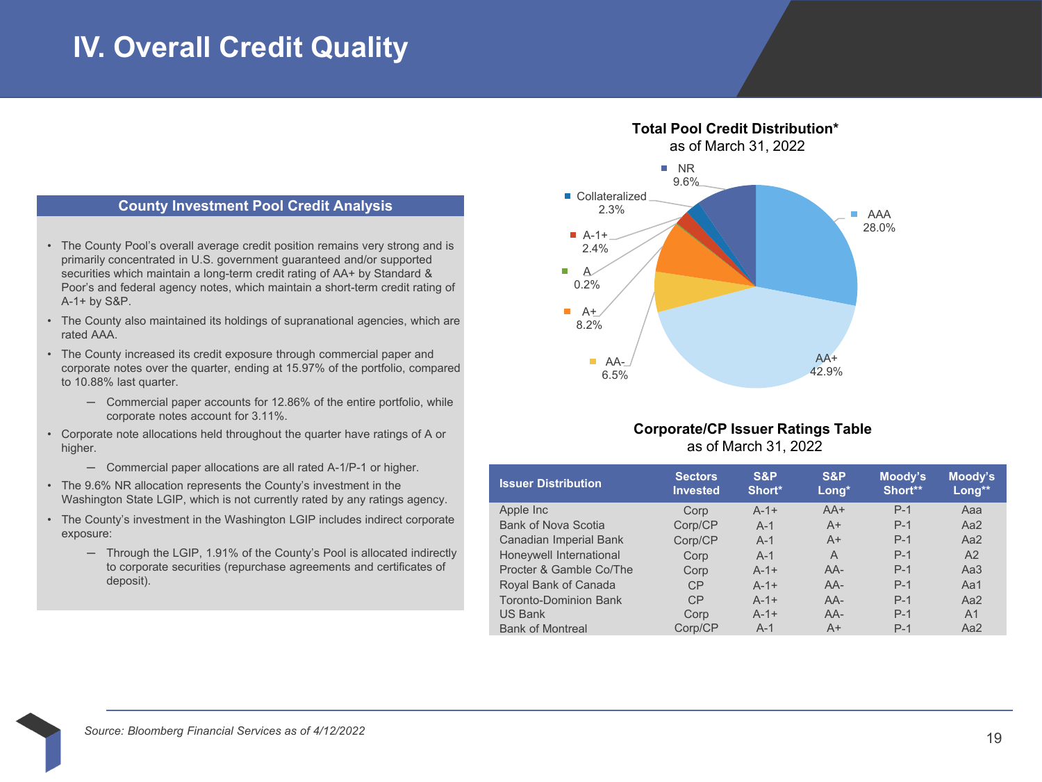# IV. Overall Credit Quality

## County Investment Pool Credit Analysis

- The County Pool's overall average credit position remains very strong and is primarily concentrated in U.S. government guaranteed and/or supported securities which maintain a long-term credit rating of AA+ by Standard & Poor's and federal agency notes, which maintain a short-term credit rating of A-1+ by S&P.
- The County also maintained its holdings of supranational agencies, which are rated AAA.
- The County increased its credit exposure through commercial paper and corporate notes over the quarter, ending at 15.97% of the portfolio, compared to 10.88% last quarter.
  - Commercial paper accounts for 12.86% of the entire portfolio, while corporate notes account for 3.11%.
- Corporate note allocations held throughout the quarter have ratings of A or higher.
  - Commercial paper allocations are all rated A-1/P-1 or higher.
- The 9.6% NR allocation represents the County's investment in the Washington State LGIP, which is not currently rated by any ratings agency.
- The County's investment in the Washington LGIP includes indirect corporate exposure:
  - Through the LGIP, 1.91% of the County's Pool is allocated indirectly to corporate securities (repurchase agreements and certificates of deposit).

**Total Pool Credit Distribution\***
as of March 31, 2022

| Rating | Percentage |
|---|---|
| AAA | 28.0% |
| AA+ | 42.9% |
| AA- | 6.5% |
| A+ | 8.2% |
| A | 0.2% |
| A-1+ | 2.4% |
| Collateralized | 2.3% |
| NR | 9.6% |

**Corporate/CP Issuer Ratings Table**
as of March 31, 2022

| Issuer Distribution | Sectors Invested | S&P Short* | S&P Long* | Moody's Short** | Moody's Long** |
|---|---|---|---|---|---|
| Apple Inc | Corp | A-1+ | AA+ | P-1 | Aaa |
| Bank of Nova Scotia | Corp/CP | A-1 | A+ | P-1 | Aa2 |
| Canadian Imperial Bank | Corp/CP | A-1 | A+ | P-1 | Aa2 |
| Honeywell International | Corp | A-1 | A | P-1 | A2 |
| Procter & Gamble Co/The | Corp | A-1+ | AA- | P-1 | Aa3 |
| Royal Bank of Canada | CP | A-1+ | AA- | P-1 | Aa1 |
| Toronto-Dominion Bank | CP | A-1+ | AA- | P-1 | Aa2 |
| US Bank | Corp | A-1+ | AA- | P-1 | A1 |
| Bank of Montreal | Corp/CP | A-1 | A+ | P-1 | Aa2 |

*Source: Bloomberg Financial Services as of 4/12/2022*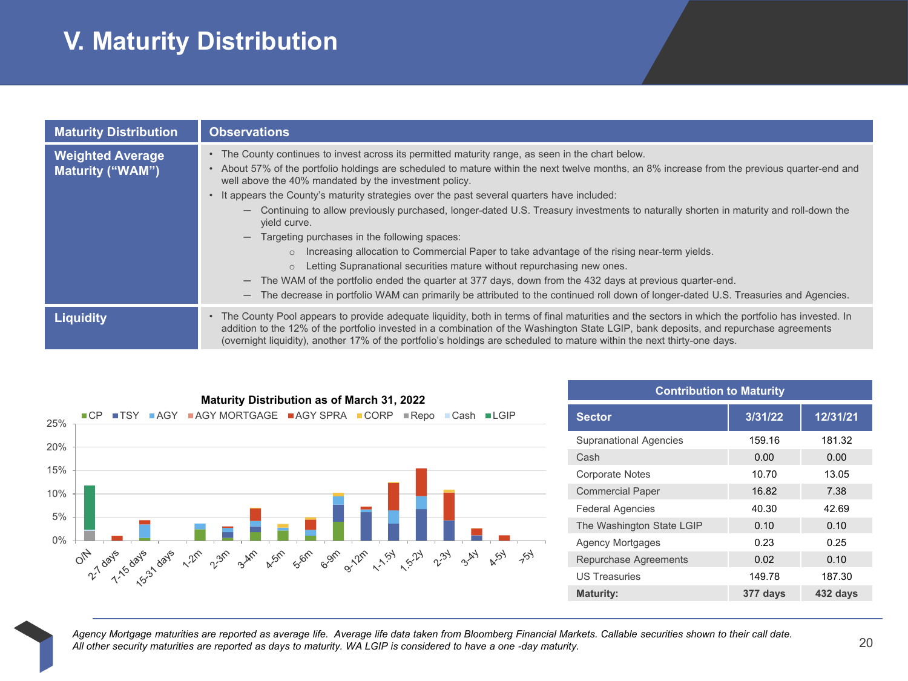# V. Maturity Distribution

| Maturity Distribution | Observations |
|---|---|
| **Weighted Average Maturity ("WAM")** | • The County continues to invest across its permitted maturity range, as seen in the chart below.<br>• About 57% of the portfolio holdings are scheduled to mature within the next twelve months, an 8% increase from the previous quarter-end and well above the 40% mandated by the investment policy.<br>• It appears the County's maturity strategies over the past several quarters have included:<br>— Continuing to allow previously purchased, longer-dated U.S. Treasury investments to naturally shorten in maturity and roll-down the yield curve.<br>— Targeting purchases in the following spaces:<br>○ Increasing allocation to Commercial Paper to take advantage of the rising near-term yields.<br>○ Letting Supranational securities mature without repurchasing new ones.<br>— The WAM of the portfolio ended the quarter at 377 days, down from the 432 days at previous quarter-end.<br>— The decrease in portfolio WAM can primarily be attributed to the continued roll down of longer-dated U.S. Treasuries and Agencies. |
| **Liquidity** | • The County Pool appears to provide adequate liquidity, both in terms of final maturities and the sectors in which the portfolio has invested. In addition to the 12% of the portfolio invested in a combination of the Washington State LGIP, bank deposits, and repurchase agreements (overnight liquidity), another 17% of the portfolio's holdings are scheduled to mature within the next thirty-one days. |

**Maturity Distribution as of March 31, 2022**

Legend: CP, TSY, AGY, AGY MORTGAGE, AGY SPRA, CORP, Repo, Cash, LGIP

Maturity buckets: O/N, 2-7 days, 7-15 days, 15-31 days, 1-2m, 2-3m, 3-4m, 4-5m, 5-6m, 6-9m, 9-12m, 1-1.5y, 1.5-2y, 2-3y, 3-4y, 4-5y, >5y

**Contribution to Maturity**

| Sector | 3/31/22 | 12/31/21 |
|---|---|---|
| Supranational Agencies | 159.16 | 181.32 |
| Cash | 0.00 | 0.00 |
| Corporate Notes | 10.70 | 13.05 |
| Commercial Paper | 16.82 | 7.38 |
| Federal Agencies | 40.30 | 42.69 |
| The Washington State LGIP | 0.10 | 0.10 |
| Agency Mortgages | 0.23 | 0.25 |
| Repurchase Agreements | 0.02 | 0.10 |
| US Treasuries | 149.78 | 187.30 |
| **Maturity:** | **377 days** | **432 days** |

*Agency Mortgage maturities are reported as average life. Average life data taken from Bloomberg Financial Markets. Callable securities shown to their call date. All other security maturities are reported as days to maturity. WA LGIP is considered to have a one -day maturity.*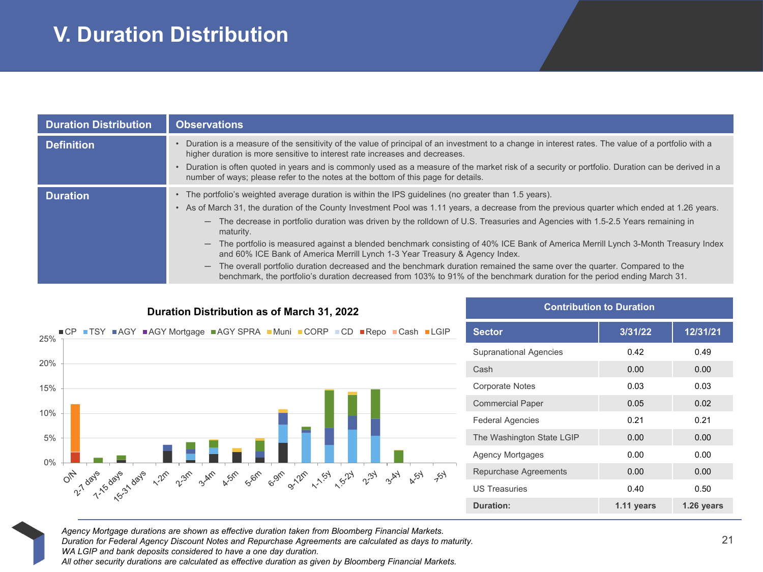# V. Duration Distribution

| Duration Distribution | Observations |
|---|---|
| **Definition** | • Duration is a measure of the sensitivity of the value of principal of an investment to a change in interest rates. The value of a portfolio with a higher duration is more sensitive to interest rate increases and decreases.<br>• Duration is often quoted in years and is commonly used as a measure of the market risk of a security or portfolio. Duration can be derived in a number of ways; please refer to the notes at the bottom of this page for details. |
| **Duration** | • The portfolio's weighted average duration is within the IPS guidelines (no greater than 1.5 years).<br>• As of March 31, the duration of the County Investment Pool was 1.11 years, a decrease from the previous quarter which ended at 1.26 years.<br>– The decrease in portfolio duration was driven by the rolldown of U.S. Treasuries and Agencies with 1.5-2.5 Years remaining in maturity.<br>– The portfolio is measured against a blended benchmark consisting of 40% ICE Bank of America Merrill Lynch 3-Month Treasury Index and 60% ICE Bank of America Merrill Lynch 1-3 Year Treasury & Agency Index.<br>– The overall portfolio duration decreased and the benchmark duration remained the same over the quarter. Compared to the benchmark, the portfolio's duration decreased from 103% to 91% of the benchmark duration for the period ending March 31. |

**Duration Distribution as of March 31, 2022**

Legend: CP, TSY, AGY, AGY Mortgage, AGY SPRA, Muni, CORP, CD, Repo, Cash, LGIP

Y-axis: 0% – 25%; X-axis: O/N, 2-7 days, 7-15 days, 15-31 days, 1-2m, 2-3m, 3-4m, 4-5m, 5-6m, 6-9m, 9-12m, 1-1.5y, 1.5-2y, 2-3y, 3-4y, 4-5y, >5y

**Contribution to Duration**

| Sector | 3/31/22 | 12/31/21 |
|---|---|---|
| Supranational Agencies | 0.42 | 0.49 |
| Cash | 0.00 | 0.00 |
| Corporate Notes | 0.03 | 0.03 |
| Commercial Paper | 0.05 | 0.02 |
| Federal Agencies | 0.21 | 0.21 |
| The Washington State LGIP | 0.00 | 0.00 |
| Agency Mortgages | 0.00 | 0.00 |
| Repurchase Agreements | 0.00 | 0.00 |
| US Treasuries | 0.40 | 0.50 |
| **Duration:** | **1.11 years** | **1.26 years** |

*Agency Mortgage durations are shown as effective duration taken from Bloomberg Financial Markets.*
*Duration for Federal Agency Discount Notes and Repurchase Agreements are calculated as days to maturity.*
*WA LGIP and bank deposits considered to have a one day duration.*
*All other security durations are calculated as effective duration as given by Bloomberg Financial Markets.*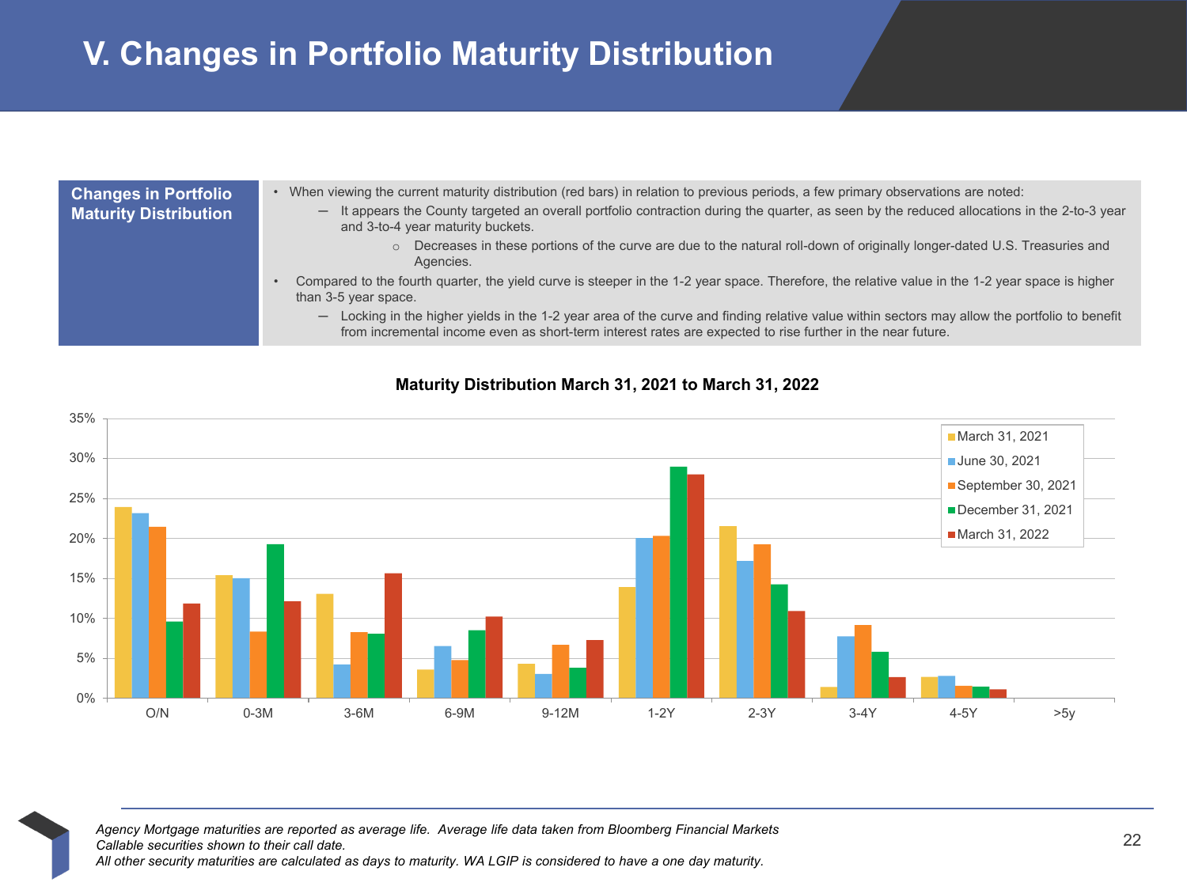# V. Changes in Portfolio Maturity Distribution

**Changes in Portfolio Maturity Distribution**

- When viewing the current maturity distribution (red bars) in relation to previous periods, a few primary observations are noted:
  - It appears the County targeted an overall portfolio contraction during the quarter, as seen by the reduced allocations in the 2-to-3 year and 3-to-4 year maturity buckets.
    - Decreases in these portions of the curve are due to the natural roll-down of originally longer-dated U.S. Treasuries and Agencies.
- Compared to the fourth quarter, the yield curve is steeper in the 1-2 year space. Therefore, the relative value in the 1-2 year space is higher than 3-5 year space.
  - Locking in the higher yields in the 1-2 year area of the curve and finding relative value within sectors may allow the portfolio to benefit from incremental income even as short-term interest rates are expected to rise further in the near future.

**Maturity Distribution March 31, 2021 to March 31, 2022**

| Maturity | March 31, 2021 | June 30, 2021 | September 30, 2021 | December 31, 2021 | March 31, 2022 |
|---|---|---|---|---|---|
| O/N | ~24% | ~23% | ~21.5% | ~9.5% | ~12% |
| 0-3M | ~15.5% | ~15% | ~8.5% | ~19% | ~12% |
| 3-6M | ~13% | ~4% | ~8% | ~8% | ~15.5% |
| 6-9M | ~3.5% | ~6.5% | ~5% | ~8.5% | ~10% |
| 9-12M | ~4% | ~3% | ~6.5% | ~4% | ~7% |
| 1-2Y | ~14% | ~20% | ~20.5% | ~29% | ~28% |
| 2-3Y | ~21.5% | ~17% | ~19% | ~14% | ~11% |
| 3-4Y | ~1.5% | ~7.5% | ~9% | ~6% | ~2.5% |
| 4-5Y | ~2.5% | ~3% | ~1.5% | ~1.5% | ~1% |
| >5y | 0% | 0% | 0% | 0% | 0% |

*Agency Mortgage maturities are reported as average life. Average life data taken from Bloomberg Financial Markets*
*Callable securities shown to their call date.*
*All other security maturities are calculated as days to maturity. WA LGIP is considered to have a one day maturity.*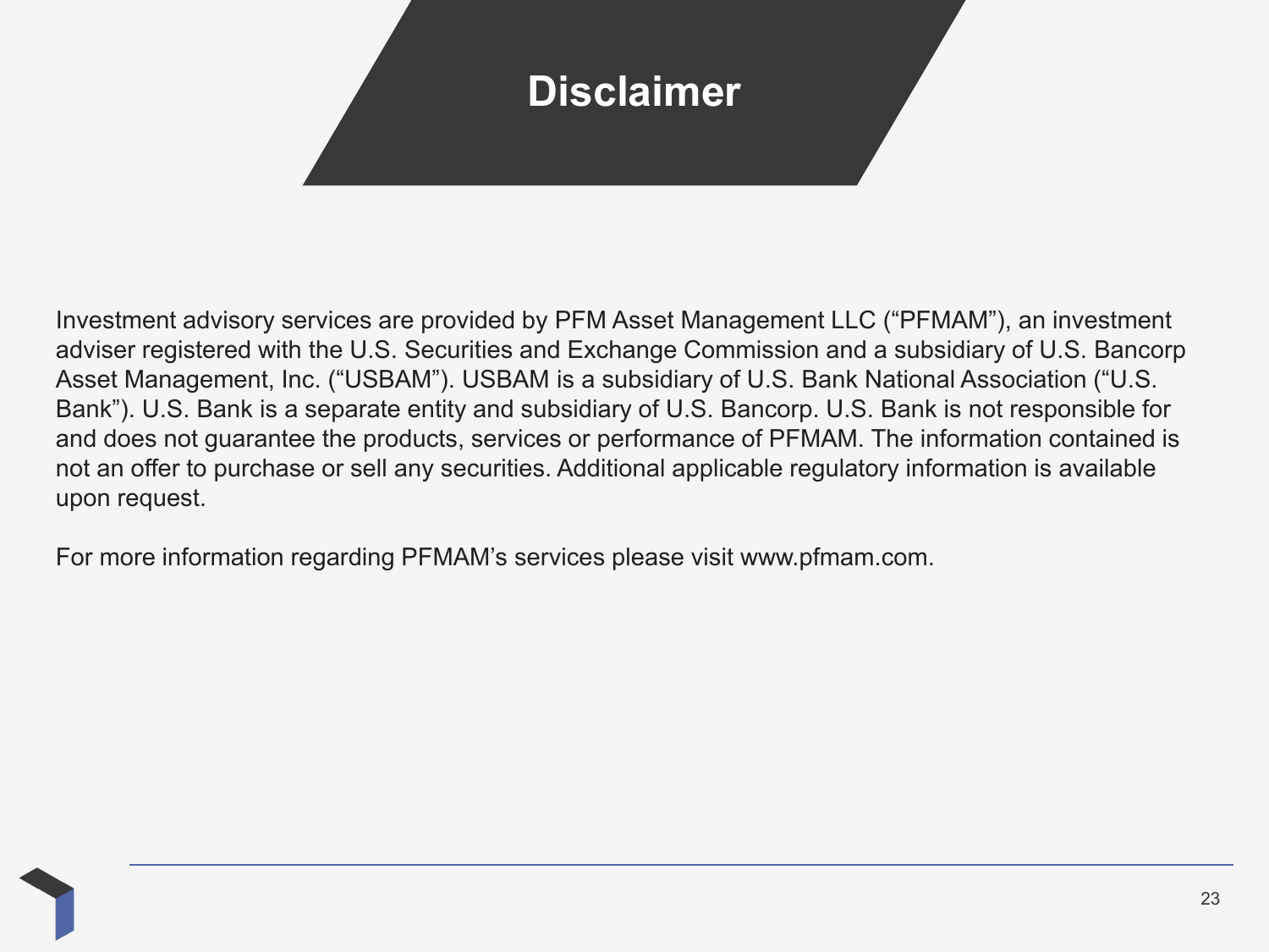# Disclaimer

Investment advisory services are provided by PFM Asset Management LLC ("PFMAM"), an investment adviser registered with the U.S. Securities and Exchange Commission and a subsidiary of U.S. Bancorp Asset Management, Inc. ("USBAM"). USBAM is a subsidiary of U.S. Bank National Association ("U.S. Bank"). U.S. Bank is a separate entity and subsidiary of U.S. Bancorp. U.S. Bank is not responsible for and does not guarantee the products, services or performance of PFMAM. The information contained is not an offer to purchase or sell any securities. Additional applicable regulatory information is available upon request.

For more information regarding PFMAM's services please visit www.pfmam.com.